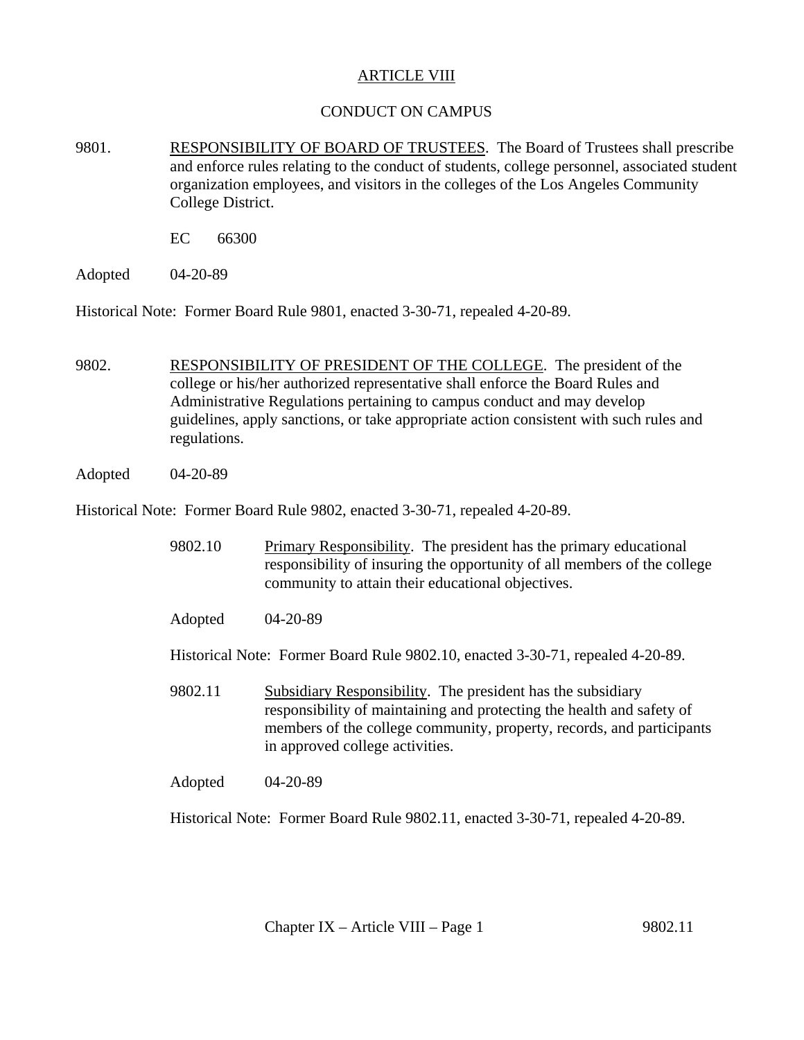# ARTICLE VIII

## CONDUCT ON CAMPUS

9801. RESPONSIBILITY OF BOARD OF TRUSTEES. The Board of Trustees shall prescribe and enforce rules relating to the conduct of students, college personnel, associated student organization employees, and visitors in the colleges of the Los Angeles Community College District.

EC 66300

Adopted 04-20-89

Historical Note: Former Board Rule 9801, enacted 3-30-71, repealed 4-20-89.

9802. RESPONSIBILITY OF PRESIDENT OF THE COLLEGE. The president of the college or his/her authorized representative shall enforce the Board Rules and Administrative Regulations pertaining to campus conduct and may develop guidelines, apply sanctions, or take appropriate action consistent with such rules and regulations.

Adopted 04-20-89

Historical Note: Former Board Rule 9802, enacted 3-30-71, repealed 4-20-89.

9802.10 Primary Responsibility. The president has the primary educational responsibility of insuring the opportunity of all members of the college community to attain their educational objectives.

Adopted 04-20-89

Historical Note: Former Board Rule 9802.10, enacted 3-30-71, repealed 4-20-89.

9802.11 Subsidiary Responsibility. The president has the subsidiary responsibility of maintaining and protecting the health and safety of members of the college community, property, records, and participants in approved college activities.

Adopted 04-20-89

Historical Note: Former Board Rule 9802.11, enacted 3-30-71, repealed 4-20-89.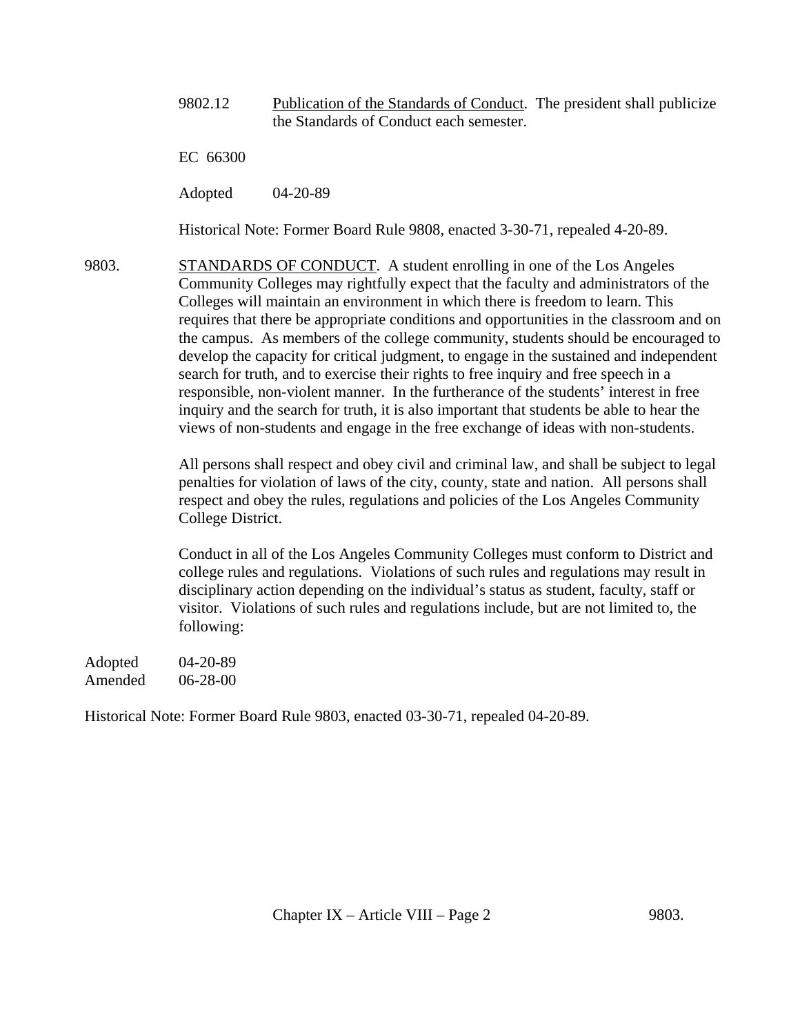9802.12 Publication of the Standards of Conduct. The president shall publicize the Standards of Conduct each semester.

EC 66300

Adopted 04-20-89

Historical Note: Former Board Rule 9808, enacted 3-30-71, repealed 4-20-89.

## 9803. STANDARDS OF CONDUCT.

A student enrolling in one of the Los Angeles Community Colleges may rightfully expect that the faculty and administrators of the Colleges will maintain an environment in which there is freedom to learn. This requires that there be appropriate conditions and opportunities in the classroom and on the campus. As members of the college community, students should be encouraged to develop the capacity for critical judgment, to engage in the sustained and independent search for truth, and to exercise their rights to free inquiry and free speech in a responsible, non-violent manner. In the furtherance of the students' interest in free inquiry and the search for truth, it is also important that students be able to hear the views of non-students and engage in the free exchange of ideas with non-students.

All persons shall respect and obey civil and criminal law, and shall be subject to legal penalties for violation of laws of the city, county, state and nation. All persons shall respect and obey the rules, regulations and policies of the Los Angeles Community College District.

Conduct in all of the Los Angeles Community Colleges must conform to District and college rules and regulations. Violations of such rules and regulations may result in disciplinary action depending on the individual's status as student, faculty, staff or visitor. Violations of such rules and regulations include, but are not limited to, the following:

Adopted 04-20-89
Amended 06-28-00

Historical Note: Former Board Rule 9803, enacted 03-30-71, repealed 04-20-89.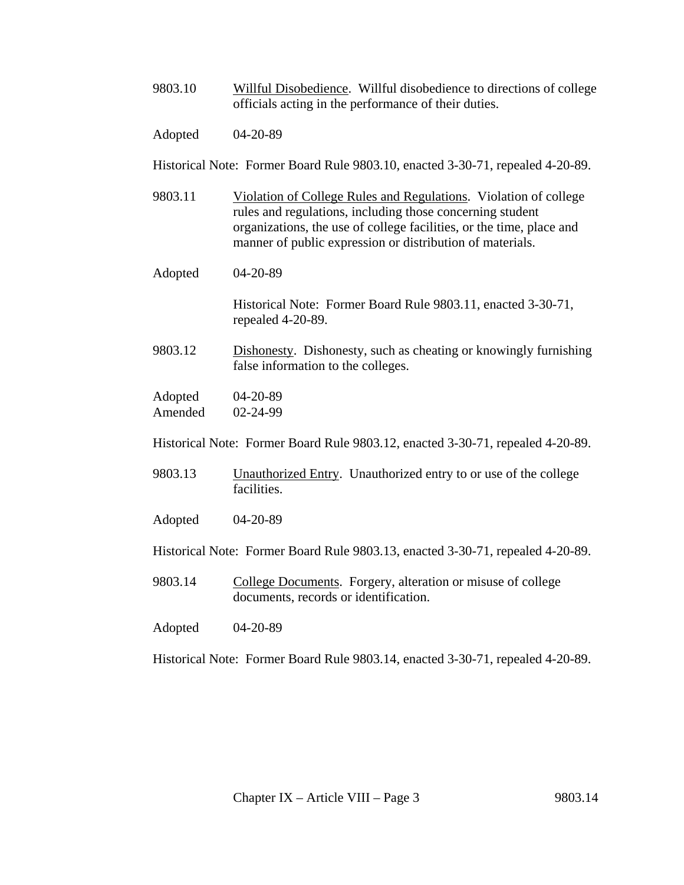9803.10 Willful Disobedience. Willful disobedience to directions of college officials acting in the performance of their duties.

Adopted 04-20-89

Historical Note: Former Board Rule 9803.10, enacted 3-30-71, repealed 4-20-89.

9803.11 Violation of College Rules and Regulations. Violation of college rules and regulations, including those concerning student organizations, the use of college facilities, or the time, place and manner of public expression or distribution of materials.

Adopted 04-20-89

Historical Note: Former Board Rule 9803.11, enacted 3-30-71, repealed 4-20-89.

9803.12 Dishonesty. Dishonesty, such as cheating or knowingly furnishing false information to the colleges.

Adopted 04-20-89
Amended 02-24-99

Historical Note: Former Board Rule 9803.12, enacted 3-30-71, repealed 4-20-89.

9803.13 Unauthorized Entry. Unauthorized entry to or use of the college facilities.

Adopted 04-20-89

Historical Note: Former Board Rule 9803.13, enacted 3-30-71, repealed 4-20-89.

9803.14 College Documents. Forgery, alteration or misuse of college documents, records or identification.

Adopted 04-20-89

Historical Note: Former Board Rule 9803.14, enacted 3-30-71, repealed 4-20-89.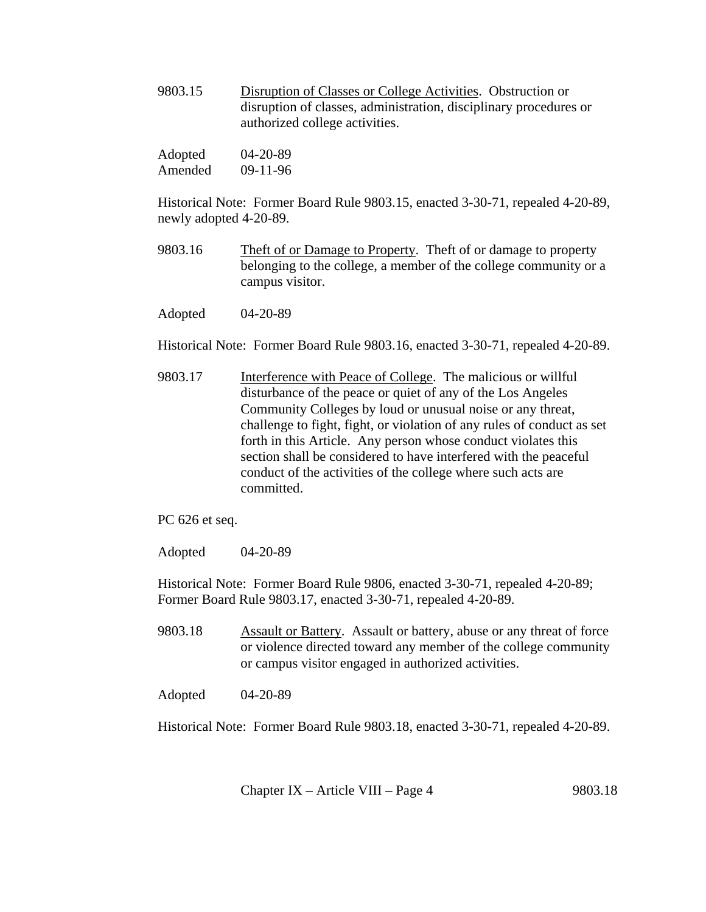9803.15 Disruption of Classes or College Activities. Obstruction or disruption of classes, administration, disciplinary procedures or authorized college activities.

Adopted 04-20-89
Amended 09-11-96

Historical Note: Former Board Rule 9803.15, enacted 3-30-71, repealed 4-20-89, newly adopted 4-20-89.

9803.16 Theft of or Damage to Property. Theft of or damage to property belonging to the college, a member of the college community or a campus visitor.

Adopted 04-20-89

Historical Note: Former Board Rule 9803.16, enacted 3-30-71, repealed 4-20-89.

9803.17 Interference with Peace of College. The malicious or willful disturbance of the peace or quiet of any of the Los Angeles Community Colleges by loud or unusual noise or any threat, challenge to fight, fight, or violation of any rules of conduct as set forth in this Article. Any person whose conduct violates this section shall be considered to have interfered with the peaceful conduct of the activities of the college where such acts are committed.

PC 626 et seq.

Adopted 04-20-89

Historical Note: Former Board Rule 9806, enacted 3-30-71, repealed 4-20-89; Former Board Rule 9803.17, enacted 3-30-71, repealed 4-20-89.

9803.18 Assault or Battery. Assault or battery, abuse or any threat of force or violence directed toward any member of the college community or campus visitor engaged in authorized activities.

Adopted 04-20-89

Historical Note: Former Board Rule 9803.18, enacted 3-30-71, repealed 4-20-89.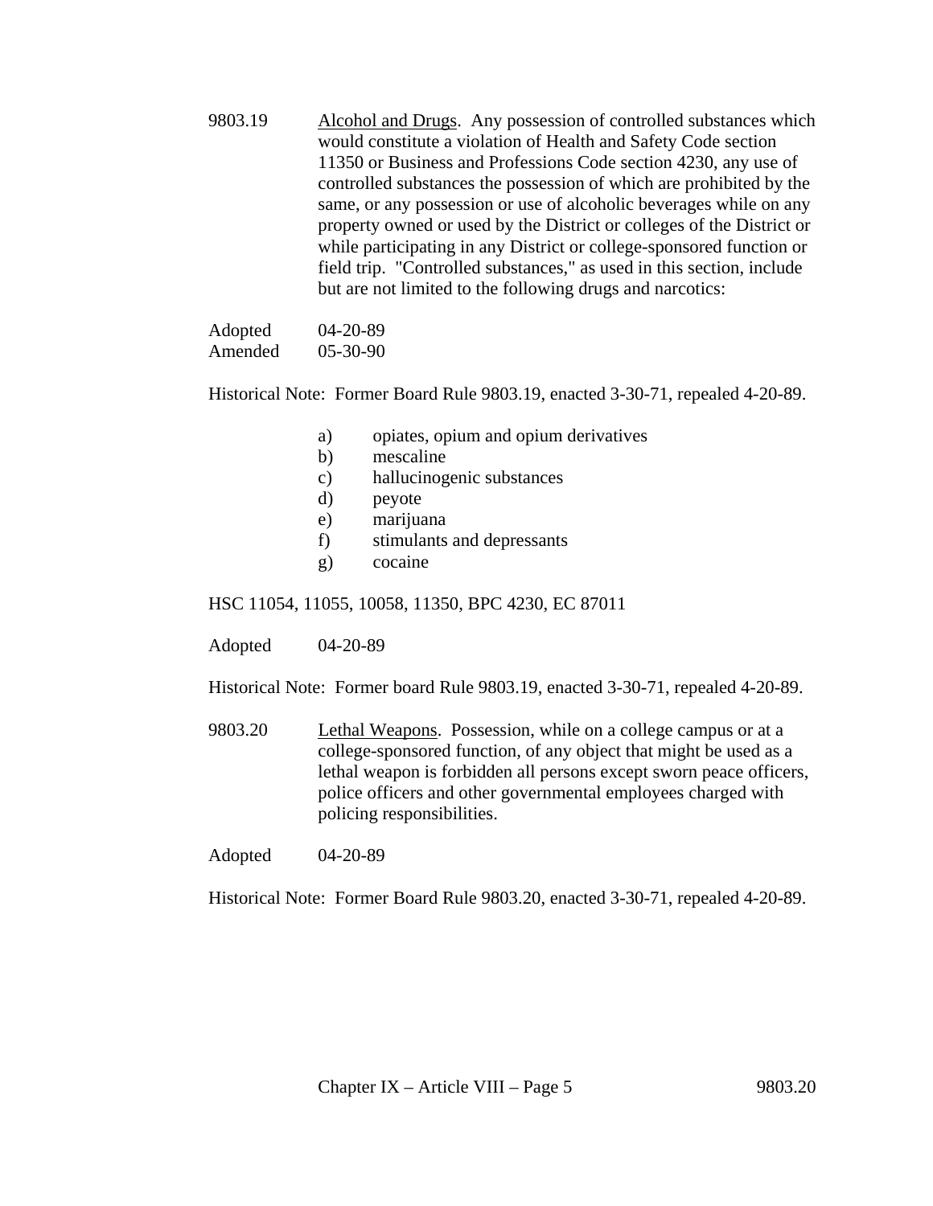9803.19 <u>Alcohol and Drugs</u>. Any possession of controlled substances which would constitute a violation of Health and Safety Code section 11350 or Business and Professions Code section 4230, any use of controlled substances the possession of which are prohibited by the same, or any possession or use of alcoholic beverages while on any property owned or used by the District or colleges of the District or while participating in any District or college-sponsored function or field trip. "Controlled substances," as used in this section, include but are not limited to the following drugs and narcotics:

Adopted 04-20-89
Amended 05-30-90

Historical Note: Former Board Rule 9803.19, enacted 3-30-71, repealed 4-20-89.

a) opiates, opium and opium derivatives
b) mescaline
c) hallucinogenic substances
d) peyote
e) marijuana
f) stimulants and depressants
g) cocaine

HSC 11054, 11055, 10058, 11350, BPC 4230, EC 87011

Adopted 04-20-89

Historical Note: Former board Rule 9803.19, enacted 3-30-71, repealed 4-20-89.

9803.20 <u>Lethal Weapons</u>. Possession, while on a college campus or at a college-sponsored function, of any object that might be used as a lethal weapon is forbidden all persons except sworn peace officers, police officers and other governmental employees charged with policing responsibilities.

Adopted 04-20-89

Historical Note: Former Board Rule 9803.20, enacted 3-30-71, repealed 4-20-89.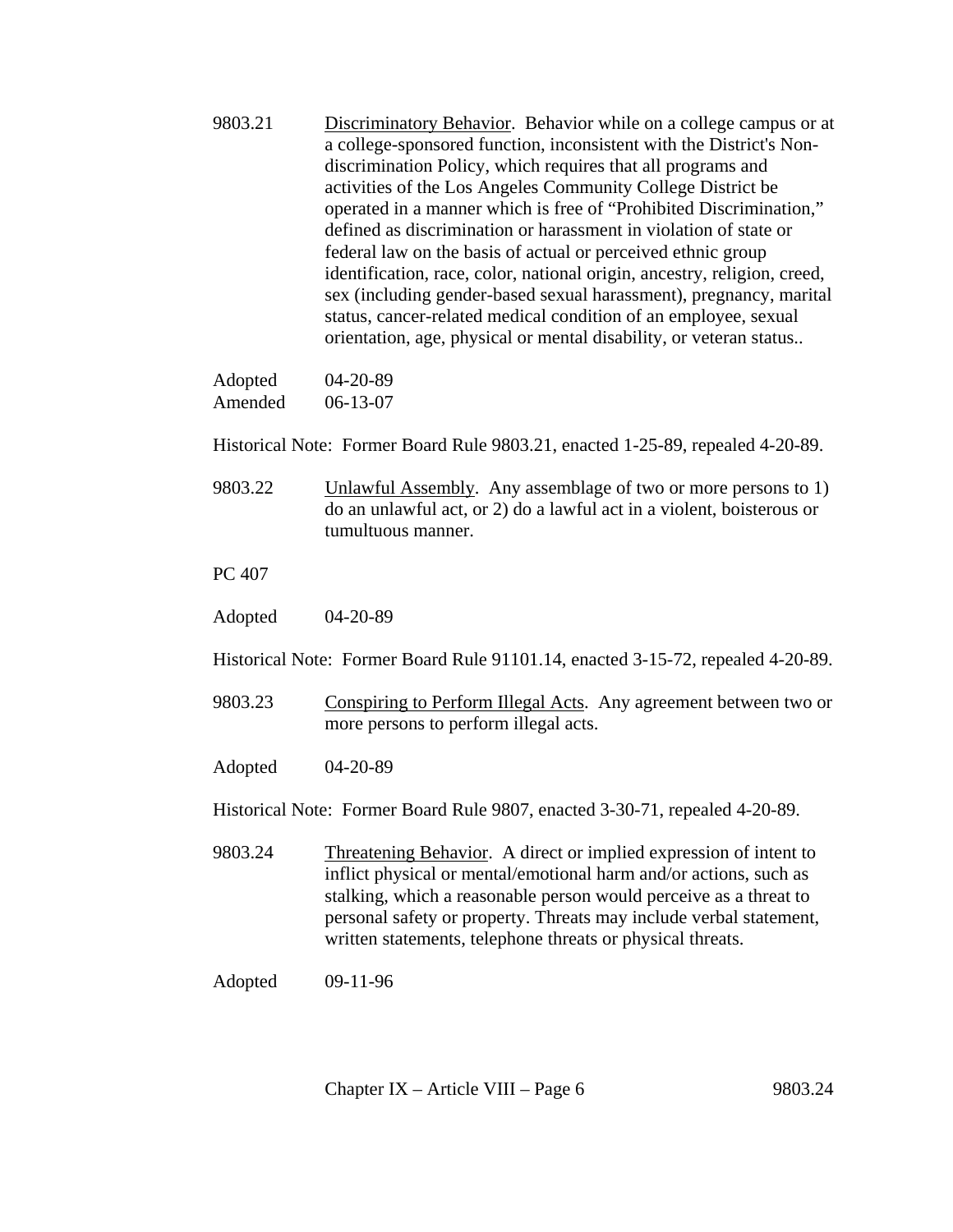9803.21 Discriminatory Behavior. Behavior while on a college campus or at a college-sponsored function, inconsistent with the District's Non-discrimination Policy, which requires that all programs and activities of the Los Angeles Community College District be operated in a manner which is free of "Prohibited Discrimination," defined as discrimination or harassment in violation of state or federal law on the basis of actual or perceived ethnic group identification, race, color, national origin, ancestry, religion, creed, sex (including gender-based sexual harassment), pregnancy, marital status, cancer-related medical condition of an employee, sexual orientation, age, physical or mental disability, or veteran status..

Adopted 04-20-89
Amended 06-13-07

Historical Note: Former Board Rule 9803.21, enacted 1-25-89, repealed 4-20-89.

9803.22 Unlawful Assembly. Any assemblage of two or more persons to 1) do an unlawful act, or 2) do a lawful act in a violent, boisterous or tumultuous manner.

PC 407

Adopted 04-20-89

Historical Note: Former Board Rule 91101.14, enacted 3-15-72, repealed 4-20-89.

9803.23 Conspiring to Perform Illegal Acts. Any agreement between two or more persons to perform illegal acts.

Adopted 04-20-89

Historical Note: Former Board Rule 9807, enacted 3-30-71, repealed 4-20-89.

9803.24 Threatening Behavior. A direct or implied expression of intent to inflict physical or mental/emotional harm and/or actions, such as stalking, which a reasonable person would perceive as a threat to personal safety or property. Threats may include verbal statement, written statements, telephone threats or physical threats.

Adopted 09-11-96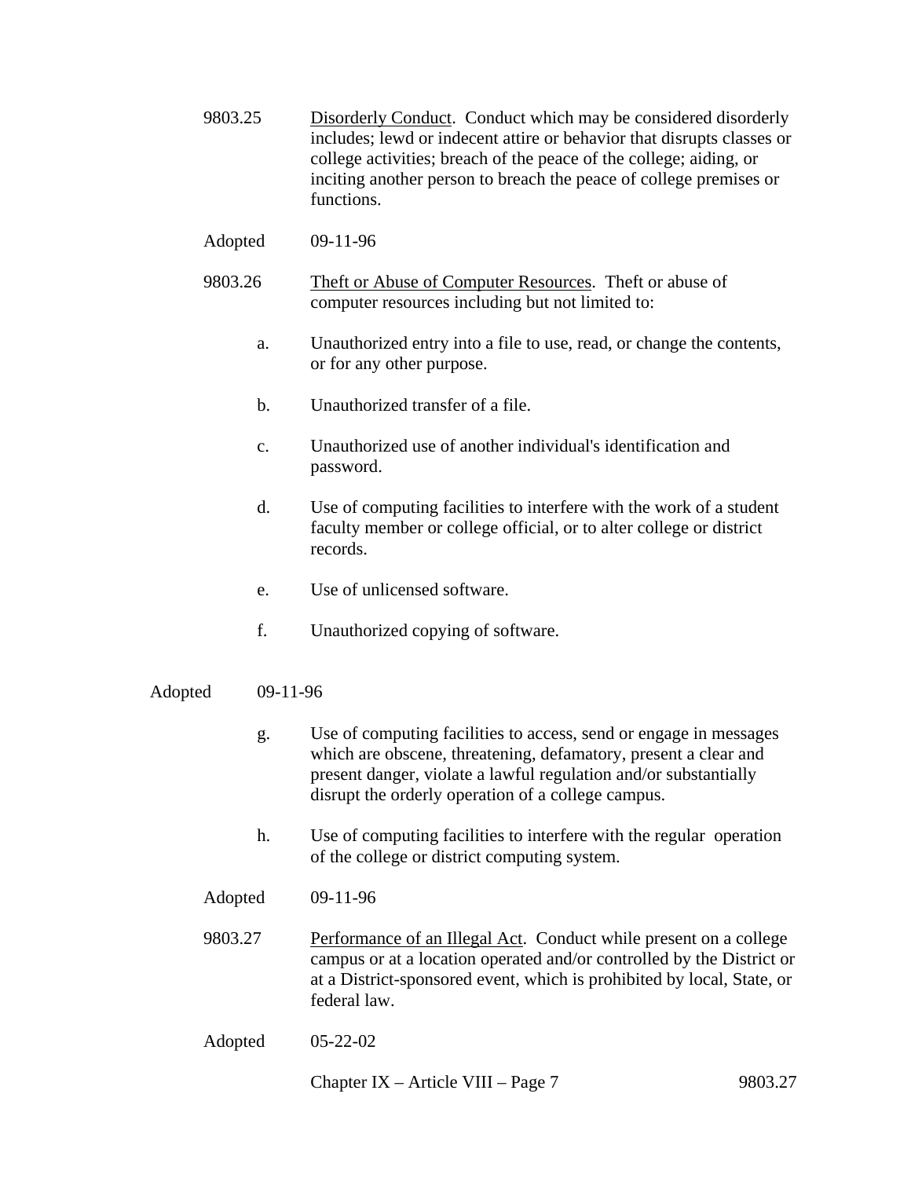9803.25 <u>Disorderly Conduct</u>. Conduct which may be considered disorderly includes; lewd or indecent attire or behavior that disrupts classes or college activities; breach of the peace of the college; aiding, or inciting another person to breach the peace of college premises or functions.

Adopted 09-11-96

9803.26 <u>Theft or Abuse of Computer Resources</u>. Theft or abuse of computer resources including but not limited to:

a. Unauthorized entry into a file to use, read, or change the contents, or for any other purpose.

b. Unauthorized transfer of a file.

c. Unauthorized use of another individual's identification and password.

d. Use of computing facilities to interfere with the work of a student faculty member or college official, or to alter college or district records.

e. Use of unlicensed software.

f. Unauthorized copying of software.

Adopted 09-11-96

g. Use of computing facilities to access, send or engage in messages which are obscene, threatening, defamatory, present a clear and present danger, violate a lawful regulation and/or substantially disrupt the orderly operation of a college campus.

h. Use of computing facilities to interfere with the regular operation of the college or district computing system.

Adopted 09-11-96

9803.27 <u>Performance of an Illegal Act</u>. Conduct while present on a college campus or at a location operated and/or controlled by the District or at a District-sponsored event, which is prohibited by local, State, or federal law.

Adopted 05-22-02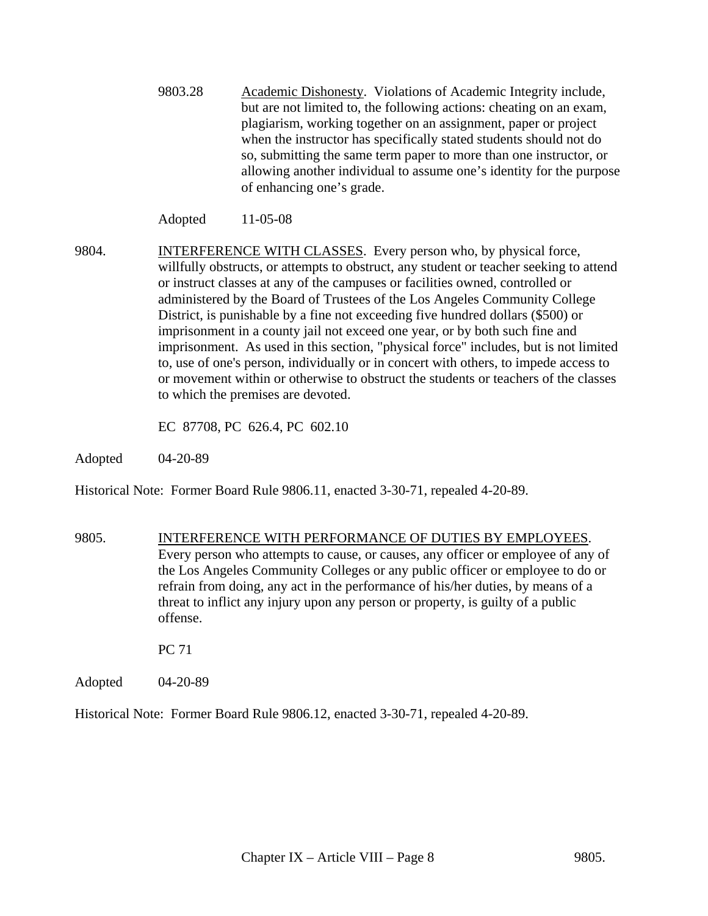9803.28 Academic Dishonesty. Violations of Academic Integrity include, but are not limited to, the following actions: cheating on an exam, plagiarism, working together on an assignment, paper or project when the instructor has specifically stated students should not do so, submitting the same term paper to more than one instructor, or allowing another individual to assume one's identity for the purpose of enhancing one's grade.

Adopted 11-05-08

9804. INTERFERENCE WITH CLASSES. Every person who, by physical force, willfully obstructs, or attempts to obstruct, any student or teacher seeking to attend or instruct classes at any of the campuses or facilities owned, controlled or administered by the Board of Trustees of the Los Angeles Community College District, is punishable by a fine not exceeding five hundred dollars ($500) or imprisonment in a county jail not exceed one year, or by both such fine and imprisonment. As used in this section, "physical force" includes, but is not limited to, use of one's person, individually or in concert with others, to impede access to or movement within or otherwise to obstruct the students or teachers of the classes to which the premises are devoted.

EC 87708, PC 626.4, PC 602.10

Adopted 04-20-89

Historical Note: Former Board Rule 9806.11, enacted 3-30-71, repealed 4-20-89.

9805. INTERFERENCE WITH PERFORMANCE OF DUTIES BY EMPLOYEES. Every person who attempts to cause, or causes, any officer or employee of any of the Los Angeles Community Colleges or any public officer or employee to do or refrain from doing, any act in the performance of his/her duties, by means of a threat to inflict any injury upon any person or property, is guilty of a public offense.

PC 71

Adopted 04-20-89

Historical Note: Former Board Rule 9806.12, enacted 3-30-71, repealed 4-20-89.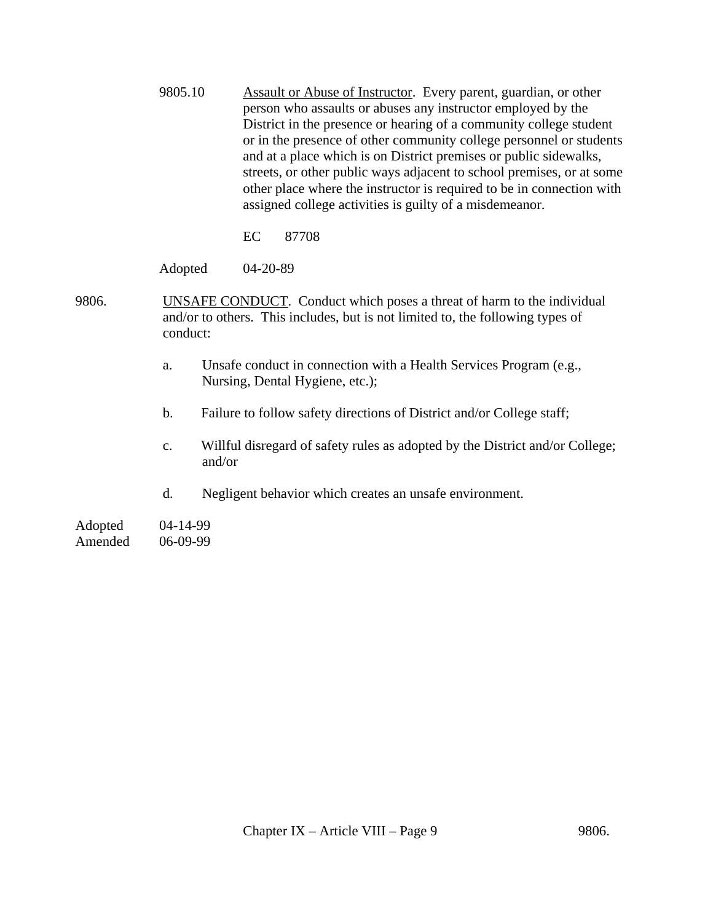9805.10 Assault or Abuse of Instructor. Every parent, guardian, or other person who assaults or abuses any instructor employed by the District in the presence or hearing of a community college student or in the presence of other community college personnel or students and at a place which is on District premises or public sidewalks, streets, or other public ways adjacent to school premises, or at some other place where the instructor is required to be in connection with assigned college activities is guilty of a misdemeanor.

EC 87708

Adopted 04-20-89

9806. UNSAFE CONDUCT. Conduct which poses a threat of harm to the individual and/or to others. This includes, but is not limited to, the following types of conduct:

a. Unsafe conduct in connection with a Health Services Program (e.g., Nursing, Dental Hygiene, etc.);

b. Failure to follow safety directions of District and/or College staff;

c. Willful disregard of safety rules as adopted by the District and/or College; and/or

d. Negligent behavior which creates an unsafe environment.

Adopted 04-14-99
Amended 06-09-99